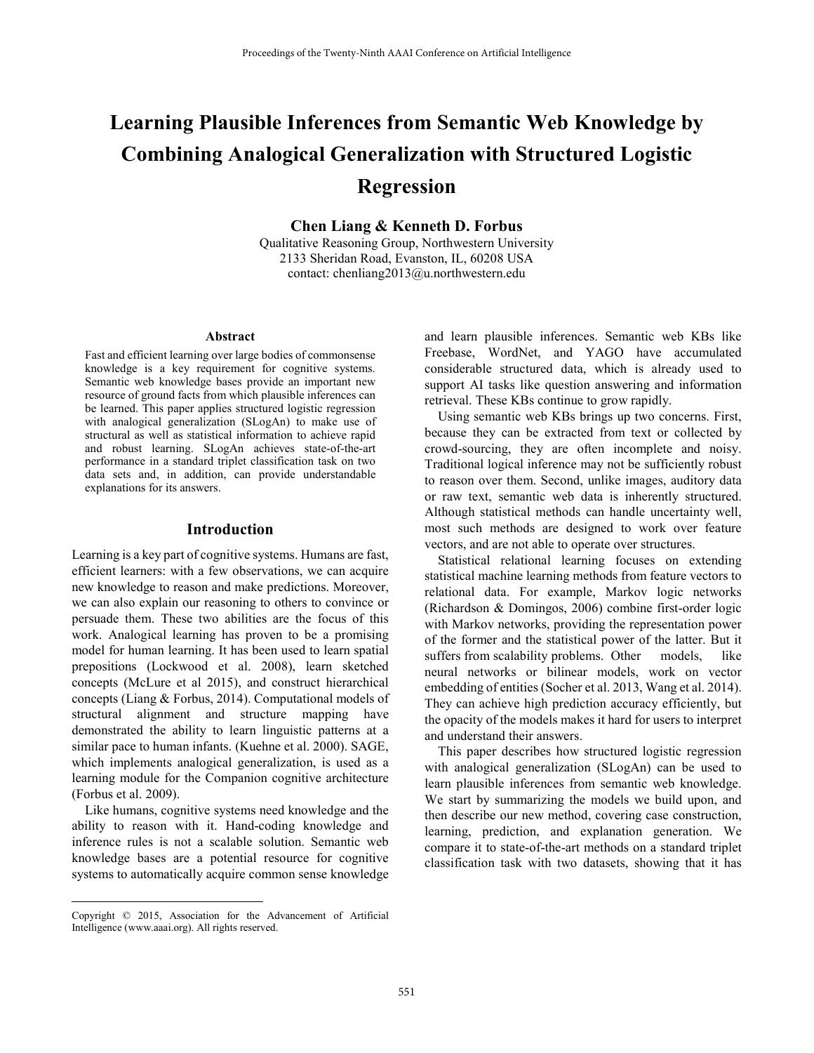# Learning Plausible Inferences from Semantic Web Knowledge by Combining Analogical Generalization with Structured Logistic Regression

**Chen Liang & Kenneth D. Forbus**

Qualitative Reasoning Group, Northwestern University
2133 Sheridan Road, Evanston, IL, 60208 USA
contact: chenliang2013@u.northwestern.edu

### Abstract

Fast and efficient learning over large bodies of commonsense knowledge is a key requirement for cognitive systems. Semantic web knowledge bases provide an important new resource of ground facts from which plausible inferences can be learned. This paper applies structured logistic regression with analogical generalization (SLogAn) to make use of structural as well as statistical information to achieve rapid and robust learning. SLogAn achieves state-of-the-art performance in a standard triplet classification task on two data sets and, in addition, can provide understandable explanations for its answers.

## Introduction

Learning is a key part of cognitive systems. Humans are fast, efficient learners: with a few observations, we can acquire new knowledge to reason and make predictions. Moreover, we can also explain our reasoning to others to convince or persuade them. These two abilities are the focus of this work. Analogical learning has proven to be a promising model for human learning. It has been used to learn spatial prepositions (Lockwood et al. 2008), learn sketched concepts (McLure et al 2015), and construct hierarchical concepts (Liang & Forbus, 2014). Computational models of structural alignment and structure mapping have demonstrated the ability to learn linguistic patterns at a similar pace to human infants. (Kuehne et al. 2000). SAGE, which implements analogical generalization, is used as a learning module for the Companion cognitive architecture (Forbus et al. 2009).

Like humans, cognitive systems need knowledge and the ability to reason with it. Hand-coding knowledge and inference rules is not a scalable solution. Semantic web knowledge bases are a potential resource for cognitive systems to automatically acquire common sense knowledge and learn plausible inferences. Semantic web KBs like Freebase, WordNet, and YAGO have accumulated considerable structured data, which is already used to support AI tasks like question answering and information retrieval. These KBs continue to grow rapidly.

Using semantic web KBs brings up two concerns. First, because they can be extracted from text or collected by crowd-sourcing, they are often incomplete and noisy. Traditional logical inference may not be sufficiently robust to reason over them. Second, unlike images, auditory data or raw text, semantic web data is inherently structured. Although statistical methods can handle uncertainty well, most such methods are designed to work over feature vectors, and are not able to operate over structures.

Statistical relational learning focuses on extending statistical machine learning methods from feature vectors to relational data. For example, Markov logic networks (Richardson & Domingos, 2006) combine first-order logic with Markov networks, providing the representation power of the former and the statistical power of the latter. But it suffers from scalability problems. Other models, like neural networks or bilinear models, work on vector embedding of entities (Socher et al. 2013, Wang et al. 2014). They can achieve high prediction accuracy efficiently, but the opacity of the models makes it hard for users to interpret and understand their answers.

This paper describes how structured logistic regression with analogical generalization (SLogAn) can be used to learn plausible inferences from semantic web knowledge. We start by summarizing the models we build upon, and then describe our new method, covering case construction, learning, prediction, and explanation generation. We compare it to state-of-the-art methods on a standard triplet classification task with two datasets, showing that it has

Copyright © 2015, Association for the Advancement of Artificial Intelligence (www.aaai.org). All rights reserved.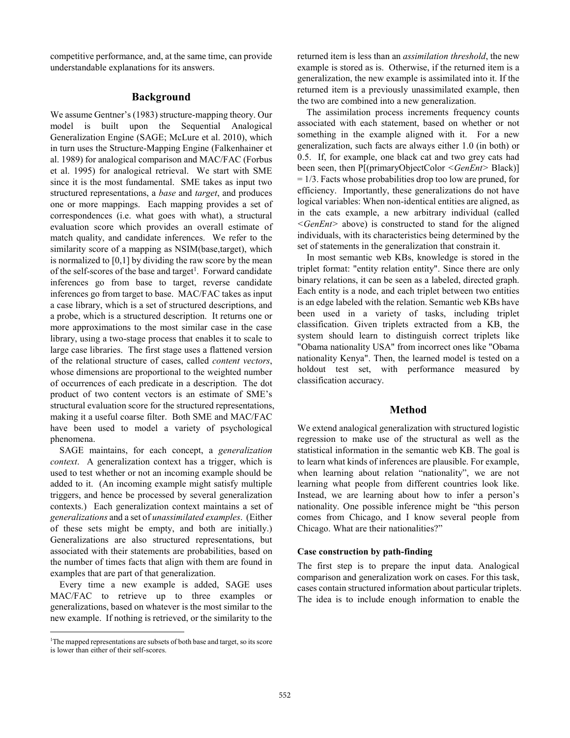competitive performance, and, at the same time, can provide understandable explanations for its answers.

## Background

We assume Gentner's (1983) structure-mapping theory. Our model is built upon the Sequential Analogical Generalization Engine (SAGE; McLure et al. 2010), which in turn uses the Structure-Mapping Engine (Falkenhainer et al. 1989) for analogical comparison and MAC/FAC (Forbus et al. 1995) for analogical retrieval. We start with SME since it is the most fundamental. SME takes as input two structured representations, a *base* and *target*, and produces one or more mappings. Each mapping provides a set of correspondences (i.e. what goes with what), a structural evaluation score which provides an overall estimate of match quality, and candidate inferences. We refer to the similarity score of a mapping as NSIM(base,target), which is normalized to [0,1] by dividing the raw score by the mean of the self-scores of the base and target[1]. Forward candidate inferences go from base to target, reverse candidate inferences go from target to base. MAC/FAC takes as input a case library, which is a set of structured descriptions, and a probe, which is a structured description. It returns one or more approximations to the most similar case in the case library, using a two-stage process that enables it to scale to large case libraries. The first stage uses a flattened version of the relational structure of cases, called *content vectors*, whose dimensions are proportional to the weighted number of occurrences of each predicate in a description. The dot product of two content vectors is an estimate of SME's structural evaluation score for the structured representations, making it a useful coarse filter. Both SME and MAC/FAC have been used to model a variety of psychological phenomena.

SAGE maintains, for each concept, a *generalization context*. A generalization context has a trigger, which is used to test whether or not an incoming example should be added to it. (An incoming example might satisfy multiple triggers, and hence be processed by several generalization contexts.) Each generalization context maintains a set of *generalizations* and a set of *unassimilated examples*. (Either of these sets might be empty, and both are initially.) Generalizations are also structured representations, but associated with their statements are probabilities, based on the number of times facts that align with them are found in examples that are part of that generalization.

Every time a new example is added, SAGE uses MAC/FAC to retrieve up to three examples or generalizations, based on whatever is the most similar to the new example. If nothing is retrieved, or the similarity to the returned item is less than an *assimilation threshold*, the new example is stored as is. Otherwise, if the returned item is a generalization, the new example is assimilated into it. If the returned item is a previously unassimilated example, then the two are combined into a new generalization.

The assimilation process increments frequency counts associated with each statement, based on whether or not something in the example aligned with it. For a new generalization, such facts are always either 1.0 (in both) or 0.5. If, for example, one black cat and two grey cats had been seen, then P[(primaryObjectColor <*GenEnt*> Black)] = 1/3. Facts whose probabilities drop too low are pruned, for efficiency. Importantly, these generalizations do not have logical variables: When non-identical entities are aligned, as in the cats example, a new arbitrary individual (called <*GenEnt*> above) is constructed to stand for the aligned individuals, with its characteristics being determined by the set of statements in the generalization that constrain it.

In most semantic web KBs, knowledge is stored in the triplet format: "entity relation entity". Since there are only binary relations, it can be seen as a labeled, directed graph. Each entity is a node, and each triplet between two entities is an edge labeled with the relation. Semantic web KBs have been used in a variety of tasks, including triplet classification. Given triplets extracted from a KB, the system should learn to distinguish correct triplets like "Obama nationality USA" from incorrect ones like "Obama nationality Kenya". Then, the learned model is tested on a holdout test set, with performance measured by classification accuracy.

## Method

We extend analogical generalization with structured logistic regression to make use of the structural as well as the statistical information in the semantic web KB. The goal is to learn what kinds of inferences are plausible. For example, when learning about relation "nationality", we are not learning what people from different countries look like. Instead, we are learning about how to infer a person's nationality. One possible inference might be "this person comes from Chicago, and I know several people from Chicago. What are their nationalities?"

### Case construction by path-finding

The first step is to prepare the input data. Analogical comparison and generalization work on cases. For this task, cases contain structured information about particular triplets. The idea is to include enough information to enable the

[1] The mapped representations are subsets of both base and target, so its score is lower than either of their self-scores.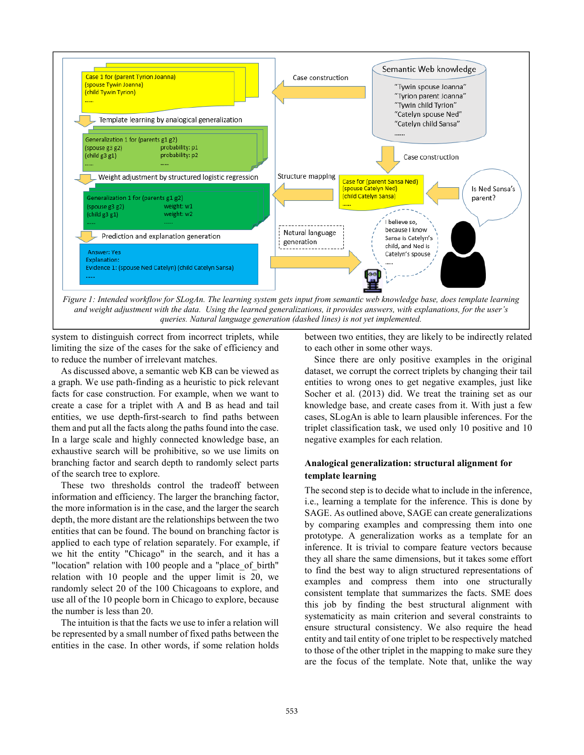*Figure 1: Intended workflow for SLogAn. The learning system gets input from semantic web knowledge base, does template learning and weight adjustment with the data. Using the learned generalizations, it provides answers, with explanations, for the user's queries. Natural language generation (dashed lines) is not yet implemented.*

system to distinguish correct from incorrect triplets, while limiting the size of the cases for the sake of efficiency and to reduce the number of irrelevant matches.

As discussed above, a semantic web KB can be viewed as a graph. We use path-finding as a heuristic to pick relevant facts for case construction. For example, when we want to create a case for a triplet with A and B as head and tail entities, we use depth-first-search to find paths between them and put all the facts along the paths found into the case. In a large scale and highly connected knowledge base, an exhaustive search will be prohibitive, so we use limits on branching factor and search depth to randomly select parts of the search tree to explore.

These two thresholds control the tradeoff between information and efficiency. The larger the branching factor, the more information is in the case, and the larger the search depth, the more distant are the relationships between the two entities that can be found. The bound on branching factor is applied to each type of relation separately. For example, if we hit the entity "Chicago" in the search, and it has a "location" relation with 100 people and a "place_of_birth" relation with 10 people and the upper limit is 20, we randomly select 20 of the 100 Chicagoans to explore, and use all of the 10 people born in Chicago to explore, because the number is less than 20.

The intuition is that the facts we use to infer a relation will be represented by a small number of fixed paths between the entities in the case. In other words, if some relation holds between two entities, they are likely to be indirectly related to each other in some other ways.

Since there are only positive examples in the original dataset, we corrupt the correct triplets by changing their tail entities to wrong ones to get negative examples, just like Socher et al. (2013) did. We treat the training set as our knowledge base, and create cases from it. With just a few cases, SLogAn is able to learn plausible inferences. For the triplet classification task, we used only 10 positive and 10 negative examples for each relation.

### Analogical generalization: structural alignment for template learning

The second step is to decide what to include in the inference, i.e., learning a template for the inference. This is done by SAGE. As outlined above, SAGE can create generalizations by comparing examples and compressing them into one prototype. A generalization works as a template for an inference. It is trivial to compare feature vectors because they all share the same dimensions, but it takes some effort to find the best way to align structured representations of examples and compress them into one structurally consistent template that summarizes the facts. SME does this job by finding the best structural alignment with systematicity as main criterion and several constraints to ensure structural consistency. We also require the head entity and tail entity of one triplet to be respectively matched to those of the other triplet in the mapping to make sure they are the focus of the template. Note that, unlike the way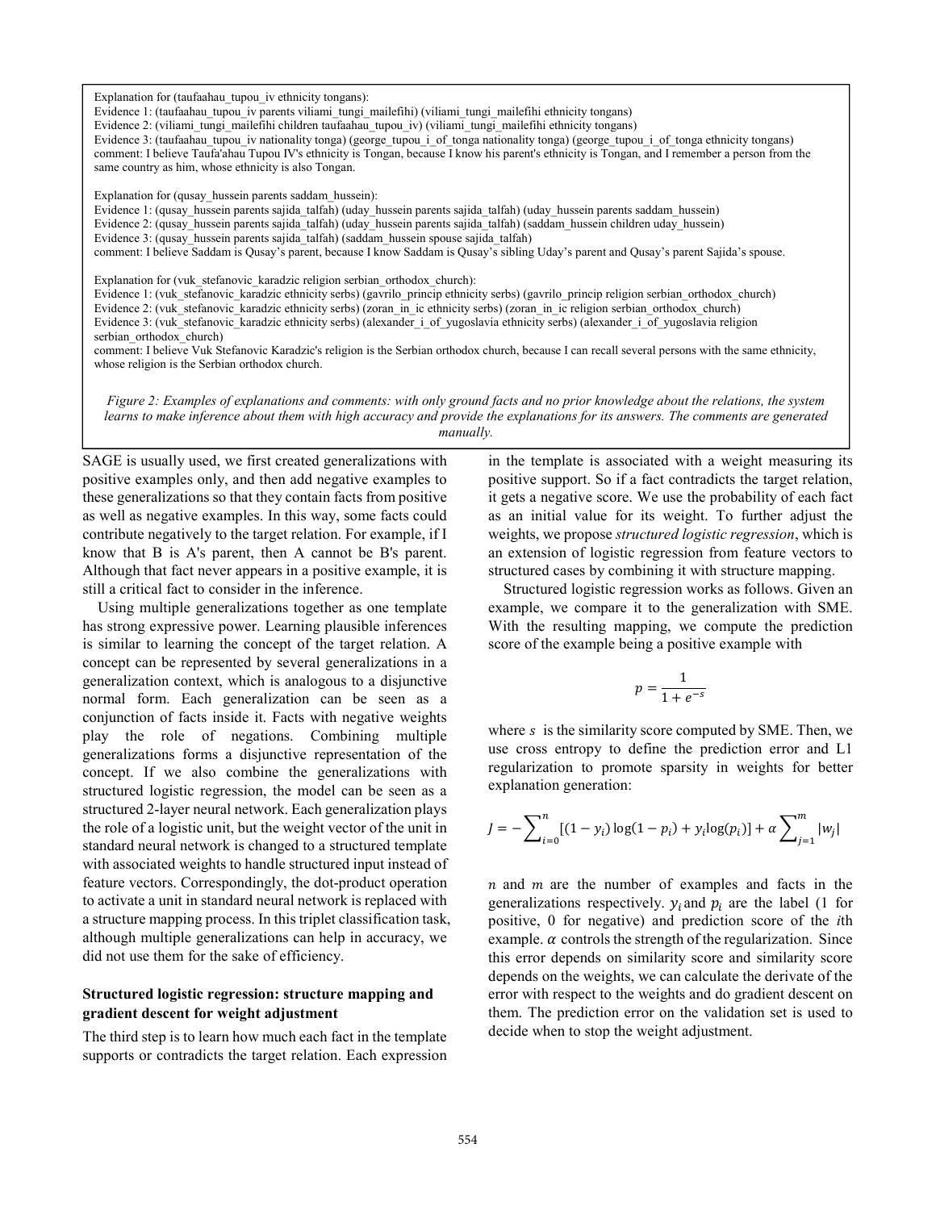Explanation for (taufaahau_tupou_iv ethnicity tongans):
Evidence 1: (taufaahau_tupou_iv parents viliami_tungi_mailefihi) (viliami_tungi_mailefihi ethnicity tongans)
Evidence 2: (viliami_tungi_mailefihi children taufaahau_tupou_iv) (viliami_tungi_mailefihi ethnicity tongans)
Evidence 3: (taufaahau_tupou_iv nationality tonga) (george_tupou_i_of_tonga nationality tonga) (george_tupou_i_of_tonga ethnicity tongans)
comment: I believe Taufa'ahau Tupou IV's ethnicity is Tongan, because I know his parent's ethnicity is Tongan, and I remember a person from the same country as him, whose ethnicity is also Tongan.

Explanation for (qusay_hussein parents saddam_hussein):
Evidence 1: (qusay_hussein parents sajida_talfah) (uday_hussein parents sajida_talfah) (uday_hussein parents saddam_hussein)
Evidence 2: (qusay_hussein parents sajida_talfah) (uday_hussein parents sajida_talfah) (saddam_hussein children uday_hussein)
Evidence 3: (qusay_hussein parents sajida_talfah) (saddam_hussein spouse sajida_talfah)
comment: I believe Saddam is Qusay's parent, because I know Saddam is Qusay's sibling Uday's parent and Qusay's parent Sajida's spouse.

Explanation for (vuk_stefanovic_karadzic religion serbian_orthodox_church):
Evidence 1: (vuk_stefanovic_karadzic ethnicity serbs) (gavrilo_princip ethnicity serbs) (gavrilo_princip religion serbian_orthodox_church)
Evidence 2: (vuk_stefanovic_karadzic ethnicity serbs) (zoran_in_ic ethnicity serbs) (zoran_in_ic religion serbian_orthodox_church)
Evidence 3: (vuk_stefanovic_karadzic ethnicity serbs) (alexander_i_of_yugoslavia ethnicity serbs) (alexander_i_of_yugoslavia religion serbian_orthodox_church)
comment: I believe Vuk Stefanovic Karadzic's religion is the Serbian orthodox church, because I can recall several persons with the same ethnicity, whose religion is the Serbian orthodox church.

*Figure 2: Examples of explanations and comments: with only ground facts and no prior knowledge about the relations, the system learns to make inference about them with high accuracy and provide the explanations for its answers. The comments are generated manually.*

SAGE is usually used, we first created generalizations with positive examples only, and then add negative examples to these generalizations so that they contain facts from positive as well as negative examples. In this way, some facts could contribute negatively to the target relation. For example, if I know that B is A's parent, then A cannot be B's parent. Although that fact never appears in a positive example, it is still a critical fact to consider in the inference.

Using multiple generalizations together as one template has strong expressive power. Learning plausible inferences is similar to learning the concept of the target relation. A concept can be represented by several generalizations in a generalization context, which is analogous to a disjunctive normal form. Each generalization can be seen as a conjunction of facts inside it. Facts with negative weights play the role of negations. Combining multiple generalizations forms a disjunctive representation of the concept. If we also combine the generalizations with structured logistic regression, the model can be seen as a structured 2-layer neural network. Each generalization plays the role of a logistic unit, but the weight vector of the unit in standard neural network is changed to a structured template with associated weights to handle structured input instead of feature vectors. Correspondingly, the dot-product operation to activate a unit in standard neural network is replaced with a structure mapping process. In this triplet classification task, although multiple generalizations can help in accuracy, we did not use them for the sake of efficiency.

### Structured logistic regression: structure mapping and gradient descent for weight adjustment

The third step is to learn how much each fact in the template supports or contradicts the target relation. Each expression in the template is associated with a weight measuring its positive support. So if a fact contradicts the target relation, it gets a negative score. We use the probability of each fact as an initial value for its weight. To further adjust the weights, we propose *structured logistic regression*, which is an extension of logistic regression from feature vectors to structured cases by combining it with structure mapping.

Structured logistic regression works as follows. Given an example, we compare it to the generalization with SME. With the resulting mapping, we compute the prediction score of the example being a positive example with

$$p = \frac{1}{1 + e^{-s}}$$

where $s$ is the similarity score computed by SME. Then, we use cross entropy to define the prediction error and L1 regularization to promote sparsity in weights for better explanation generation:

$$J = -\sum_{i=0}^{n} [(1 - y_i)\log(1 - p_i) + y_i \log(p_i)] + \alpha \sum_{j=1}^{m} |w_j|$$

$n$ and $m$ are the number of examples and facts in the generalizations respectively. $y_i$ and $p_i$ are the label (1 for positive, 0 for negative) and prediction score of the *i*th example. $\alpha$ controls the strength of the regularization. Since this error depends on similarity score and similarity score depends on the weights, we can calculate the derivate of the error with respect to the weights and do gradient descent on them. The prediction error on the validation set is used to decide when to stop the weight adjustment.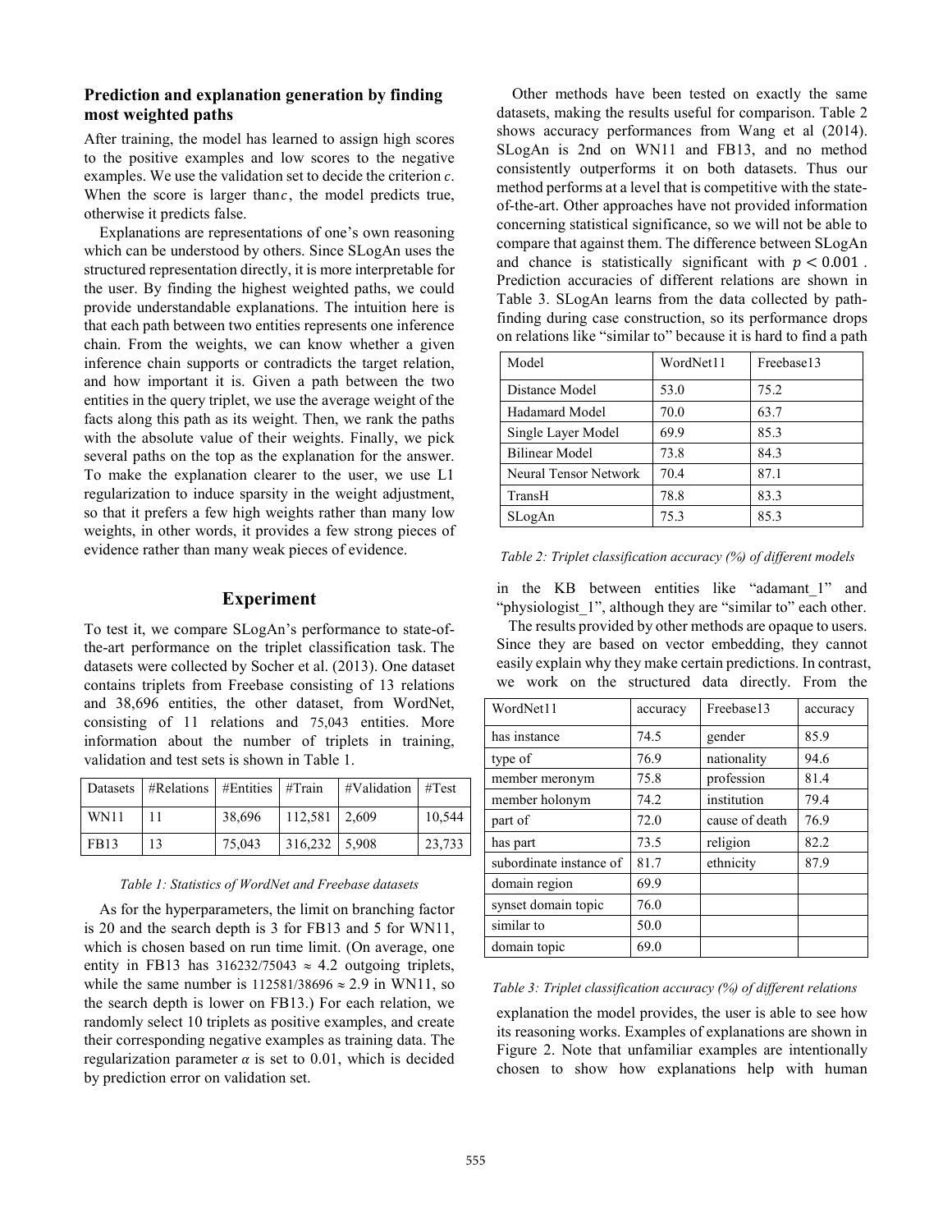### Prediction and explanation generation by finding most weighted paths

After training, the model has learned to assign high scores to the positive examples and low scores to the negative examples. We use the validation set to decide the criterion $c$. When the score is larger than $c$, the model predicts true, otherwise it predicts false.

Explanations are representations of one's own reasoning which can be understood by others. Since SLogAn uses the structured representation directly, it is more interpretable for the user. By finding the highest weighted paths, we could provide understandable explanations. The intuition here is that each path between two entities represents one inference chain. From the weights, we can know whether a given inference chain supports or contradicts the target relation, and how important it is. Given a path between the two entities in the query triplet, we use the average weight of the facts along this path as its weight. Then, we rank the paths with the absolute value of their weights. Finally, we pick several paths on the top as the explanation for the answer. To make the explanation clearer to the user, we use L1 regularization to induce sparsity in the weight adjustment, so that it prefers a few high weights rather than many low weights, in other words, it provides a few strong pieces of evidence rather than many weak pieces of evidence.

## Experiment

To test it, we compare SLogAn's performance to state-of-the-art performance on the triplet classification task. The datasets were collected by Socher et al. (2013). One dataset contains triplets from Freebase consisting of 13 relations and 38,696 entities, the other dataset, from WordNet, consisting of 11 relations and 75,043 entities. More information about the number of triplets in training, validation and test sets is shown in Table 1.

| Datasets | #Relations | #Entities | #Train | #Validation | #Test |
|---|---|---|---|---|---|
| WN11 | 11 | 38,696 | 112,581 | 2,609 | 10,544 |
| FB13 | 13 | 75,043 | 316,232 | 5,908 | 23,733 |

*Table 1: Statistics of WordNet and Freebase datasets*

As for the hyperparameters, the limit on branching factor is 20 and the search depth is 3 for FB13 and 5 for WN11, which is chosen based on run time limit. (On average, one entity in FB13 has $316232/75043 \approx 4.2$ outgoing triplets, while the same number is $112581/38696 \approx 2.9$ in WN11, so the search depth is lower on FB13.) For each relation, we randomly select 10 triplets as positive examples, and create their corresponding negative examples as training data. The regularization parameter $\alpha$ is set to 0.01, which is decided by prediction error on validation set.

Other methods have been tested on exactly the same datasets, making the results useful for comparison. Table 2 shows accuracy performances from Wang et al (2014). SLogAn is 2nd on WN11 and FB13, and no method consistently outperforms it on both datasets. Thus our method performs at a level that is competitive with the state-of-the-art. Other approaches have not provided information concerning statistical significance, so we will not be able to compare that against them. The difference between SLogAn and chance is statistically significant with $p < 0.001$. Prediction accuracies of different relations are shown in Table 3. SLogAn learns from the data collected by path-finding during case construction, so its performance drops on relations like "similar to" because it is hard to find a path in the KB between entities like "adamant_1" and "physiologist_1", although they are "similar to" each other.

| Model | WordNet11 | Freebase13 |
|---|---|---|
| Distance Model | 53.0 | 75.2 |
| Hadamard Model | 70.0 | 63.7 |
| Single Layer Model | 69.9 | 85.3 |
| Bilinear Model | 73.8 | 84.3 |
| Neural Tensor Network | 70.4 | 87.1 |
| TransH | 78.8 | 83.3 |
| SLogAn | 75.3 | 85.3 |

*Table 2: Triplet classification accuracy (%) of different models*

The results provided by other methods are opaque to users. Since they are based on vector embedding, they cannot easily explain why they make certain predictions. In contrast, we work on the structured data directly. From the explanation the model provides, the user is able to see how its reasoning works. Examples of explanations are shown in Figure 2. Note that unfamiliar examples are intentionally chosen to show how explanations help with human

| WordNet11 | accuracy | Freebase13 | accuracy |
|---|---|---|---|
| has instance | 74.5 | gender | 85.9 |
| type of | 76.9 | nationality | 94.6 |
| member meronym | 75.8 | profession | 81.4 |
| member holonym | 74.2 | institution | 79.4 |
| part of | 72.0 | cause of death | 76.9 |
| has part | 73.5 | religion | 82.2 |
| subordinate instance of | 81.7 | ethnicity | 87.9 |
| domain region | 69.9 | | |
| synset domain topic | 76.0 | | |
| similar to | 50.0 | | |
| domain topic | 69.0 | | |

*Table 3: Triplet classification accuracy (%) of different relations*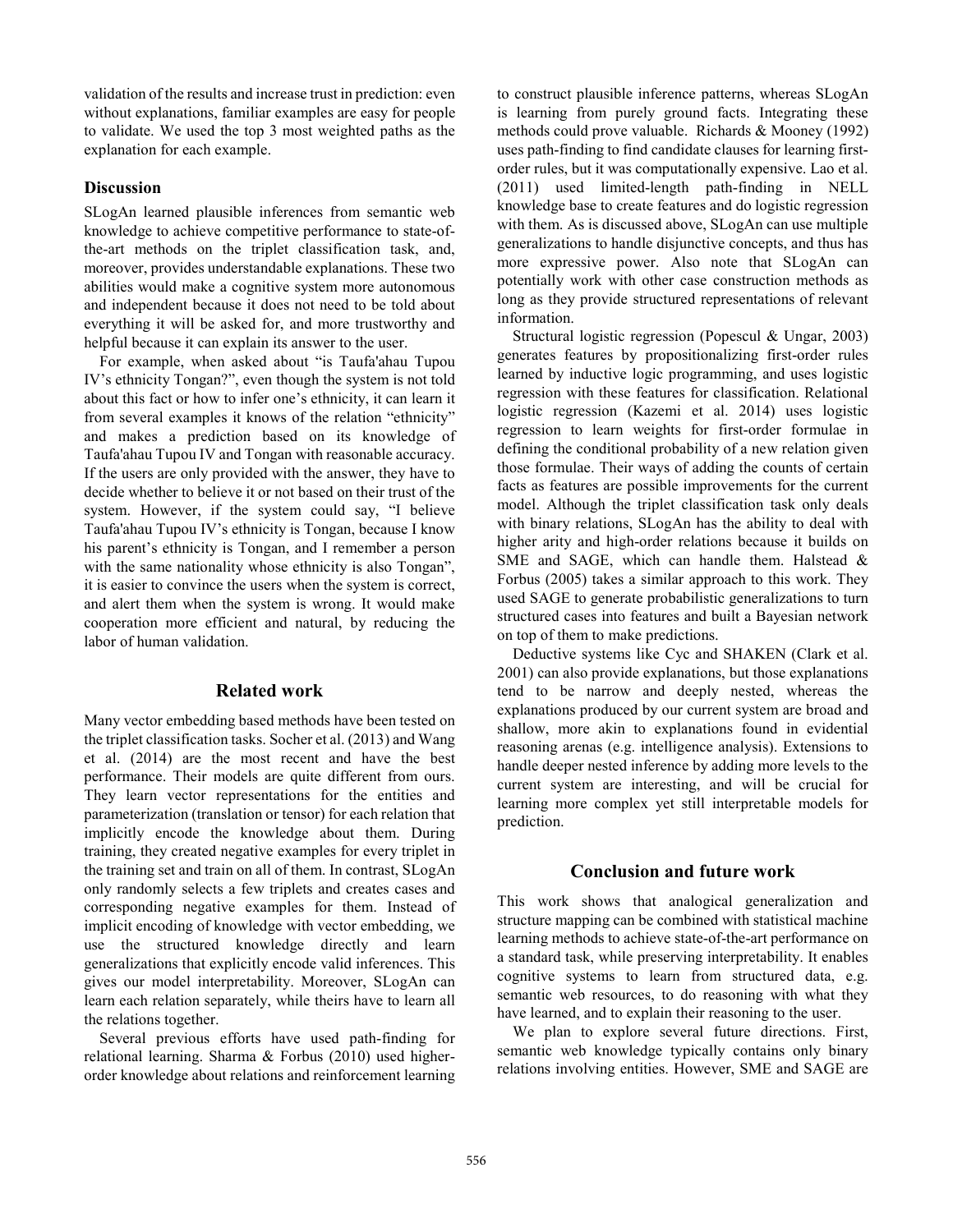validation of the results and increase trust in prediction: even without explanations, familiar examples are easy for people to validate. We used the top 3 most weighted paths as the explanation for each example.

### Discussion

SLogAn learned plausible inferences from semantic web knowledge to achieve competitive performance to state-of-the-art methods on the triplet classification task, and, moreover, provides understandable explanations. These two abilities would make a cognitive system more autonomous and independent because it does not need to be told about everything it will be asked for, and more trustworthy and helpful because it can explain its answer to the user.

For example, when asked about "is Taufa'ahau Tupou IV's ethnicity Tongan?", even though the system is not told about this fact or how to infer one's ethnicity, it can learn it from several examples it knows of the relation "ethnicity" and makes a prediction based on its knowledge of Taufa'ahau Tupou IV and Tongan with reasonable accuracy. If the users are only provided with the answer, they have to decide whether to believe it or not based on their trust of the system. However, if the system could say, "I believe Taufa'ahau Tupou IV's ethnicity is Tongan, because I know his parent's ethnicity is Tongan, and I remember a person with the same nationality whose ethnicity is also Tongan", it is easier to convince the users when the system is correct, and alert them when the system is wrong. It would make cooperation more efficient and natural, by reducing the labor of human validation.

## Related work

Many vector embedding based methods have been tested on the triplet classification tasks. Socher et al. (2013) and Wang et al. (2014) are the most recent and have the best performance. Their models are quite different from ours. They learn vector representations for the entities and parameterization (translation or tensor) for each relation that implicitly encode the knowledge about them. During training, they created negative examples for every triplet in the training set and train on all of them. In contrast, SLogAn only randomly selects a few triplets and creates cases and corresponding negative examples for them. Instead of implicit encoding of knowledge with vector embedding, we use the structured knowledge directly and learn generalizations that explicitly encode valid inferences. This gives our model interpretability. Moreover, SLogAn can learn each relation separately, while theirs have to learn all the relations together.

Several previous efforts have used path-finding for relational learning. Sharma & Forbus (2010) used higher-order knowledge about relations and reinforcement learning to construct plausible inference patterns, whereas SLogAn is learning from purely ground facts. Integrating these methods could prove valuable. Richards & Mooney (1992) uses path-finding to find candidate clauses for learning first-order rules, but it was computationally expensive. Lao et al. (2011) used limited-length path-finding in NELL knowledge base to create features and do logistic regression with them. As is discussed above, SLogAn can use multiple generalizations to handle disjunctive concepts, and thus has more expressive power. Also note that SLogAn can potentially work with other case construction methods as long as they provide structured representations of relevant information.

Structural logistic regression (Popescul & Ungar, 2003) generates features by propositionalizing first-order rules learned by inductive logic programming, and uses logistic regression with these features for classification. Relational logistic regression (Kazemi et al. 2014) uses logistic regression to learn weights for first-order formulae in defining the conditional probability of a new relation given those formulae. Their ways of adding the counts of certain facts as features are possible improvements for the current model. Although the triplet classification task only deals with binary relations, SLogAn has the ability to deal with higher arity and high-order relations because it builds on SME and SAGE, which can handle them. Halstead & Forbus (2005) takes a similar approach to this work. They used SAGE to generate probabilistic generalizations to turn structured cases into features and built a Bayesian network on top of them to make predictions.

Deductive systems like Cyc and SHAKEN (Clark et al. 2001) can also provide explanations, but those explanations tend to be narrow and deeply nested, whereas the explanations produced by our current system are broad and shallow, more akin to explanations found in evidential reasoning arenas (e.g. intelligence analysis). Extensions to handle deeper nested inference by adding more levels to the current system are interesting, and will be crucial for learning more complex yet still interpretable models for prediction.

## Conclusion and future work

This work shows that analogical generalization and structure mapping can be combined with statistical machine learning methods to achieve state-of-the-art performance on a standard task, while preserving interpretability. It enables cognitive systems to learn from structured data, e.g. semantic web resources, to do reasoning with what they have learned, and to explain their reasoning to the user.

We plan to explore several future directions. First, semantic web knowledge typically contains only binary relations involving entities. However, SME and SAGE are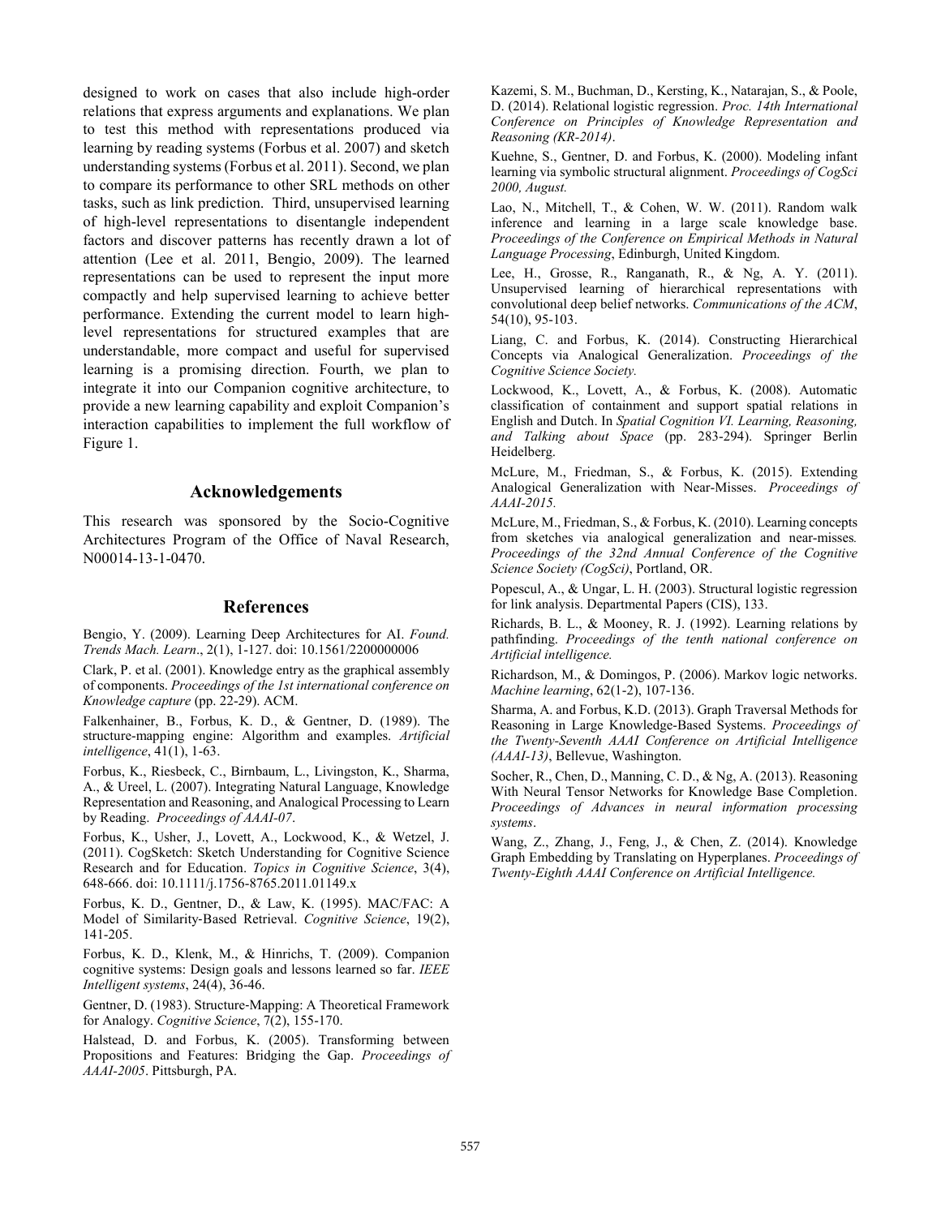designed to work on cases that also include high-order relations that express arguments and explanations. We plan to test this method with representations produced via learning by reading systems (Forbus et al. 2007) and sketch understanding systems (Forbus et al. 2011). Second, we plan to compare its performance to other SRL methods on other tasks, such as link prediction. Third, unsupervised learning of high-level representations to disentangle independent factors and discover patterns has recently drawn a lot of attention (Lee et al. 2011, Bengio, 2009). The learned representations can be used to represent the input more compactly and help supervised learning to achieve better performance. Extending the current model to learn high-level representations for structured examples that are understandable, more compact and useful for supervised learning is a promising direction. Fourth, we plan to integrate it into our Companion cognitive architecture, to provide a new learning capability and exploit Companion's interaction capabilities to implement the full workflow of Figure 1.

## Acknowledgements

This research was sponsored by the Socio-Cognitive Architectures Program of the Office of Naval Research, N00014-13-1-0470.

## References

Bengio, Y. (2009). Learning Deep Architectures for AI. *Found. Trends Mach. Learn*., 2(1), 1-127. doi: 10.1561/2200000006

Clark, P. et al. (2001). Knowledge entry as the graphical assembly of components. *Proceedings of the 1st international conference on Knowledge capture* (pp. 22-29). ACM.

Falkenhainer, B., Forbus, K. D., & Gentner, D. (1989). The structure-mapping engine: Algorithm and examples. *Artificial intelligence*, 41(1), 1-63.

Forbus, K., Riesbeck, C., Birnbaum, L., Livingston, K., Sharma, A., & Ureel, L. (2007). Integrating Natural Language, Knowledge Representation and Reasoning, and Analogical Processing to Learn by Reading. *Proceedings of AAAI-07*.

Forbus, K., Usher, J., Lovett, A., Lockwood, K., & Wetzel, J. (2011). CogSketch: Sketch Understanding for Cognitive Science Research and for Education. *Topics in Cognitive Science*, 3(4), 648-666. doi: 10.1111/j.1756-8765.2011.01149.x

Forbus, K. D., Gentner, D., & Law, K. (1995). MAC/FAC: A Model of Similarity-Based Retrieval. *Cognitive Science*, 19(2), 141-205.

Forbus, K. D., Klenk, M., & Hinrichs, T. (2009). Companion cognitive systems: Design goals and lessons learned so far. *IEEE Intelligent systems*, 24(4), 36-46.

Gentner, D. (1983). Structure-Mapping: A Theoretical Framework for Analogy. *Cognitive Science*, 7(2), 155-170.

Halstead, D. and Forbus, K. (2005). Transforming between Propositions and Features: Bridging the Gap. *Proceedings of AAAI-2005*. Pittsburgh, PA.

Kazemi, S. M., Buchman, D., Kersting, K., Natarajan, S., & Poole, D. (2014). Relational logistic regression. *Proc. 14th International Conference on Principles of Knowledge Representation and Reasoning (KR-2014)*.

Kuehne, S., Gentner, D. and Forbus, K. (2000). Modeling infant learning via symbolic structural alignment. *Proceedings of CogSci 2000, August.*

Lao, N., Mitchell, T., & Cohen, W. W. (2011). Random walk inference and learning in a large scale knowledge base. *Proceedings of the Conference on Empirical Methods in Natural Language Processing*, Edinburgh, United Kingdom.

Lee, H., Grosse, R., Ranganath, R., & Ng, A. Y. (2011). Unsupervised learning of hierarchical representations with convolutional deep belief networks. *Communications of the ACM*, 54(10), 95-103.

Liang, C. and Forbus, K. (2014). Constructing Hierarchical Concepts via Analogical Generalization. *Proceedings of the Cognitive Science Society.*

Lockwood, K., Lovett, A., & Forbus, K. (2008). Automatic classification of containment and support spatial relations in English and Dutch. In *Spatial Cognition VI. Learning, Reasoning, and Talking about Space* (pp. 283-294). Springer Berlin Heidelberg.

McLure, M., Friedman, S., & Forbus, K. (2015). Extending Analogical Generalization with Near-Misses. *Proceedings of AAAI-2015.*

McLure, M., Friedman, S., & Forbus, K. (2010). Learning concepts from sketches via analogical generalization and near-misses*. Proceedings of the 32nd Annual Conference of the Cognitive Science Society (CogSci)*, Portland, OR.

Popescul, A., & Ungar, L. H. (2003). Structural logistic regression for link analysis. Departmental Papers (CIS), 133.

Richards, B. L., & Mooney, R. J. (1992). Learning relations by pathfinding. *Proceedings of the tenth national conference on Artificial intelligence.*

Richardson, M., & Domingos, P. (2006). Markov logic networks. *Machine learning*, 62(1-2), 107-136.

Sharma, A. and Forbus, K.D. (2013). Graph Traversal Methods for Reasoning in Large Knowledge-Based Systems. *Proceedings of the Twenty-Seventh AAAI Conference on Artificial Intelligence (AAAI-13)*, Bellevue, Washington.

Socher, R., Chen, D., Manning, C. D., & Ng, A. (2013). Reasoning With Neural Tensor Networks for Knowledge Base Completion. *Proceedings of Advances in neural information processing systems*.

Wang, Z., Zhang, J., Feng, J., & Chen, Z. (2014). Knowledge Graph Embedding by Translating on Hyperplanes. *Proceedings of Twenty-Eighth AAAI Conference on Artificial Intelligence.*